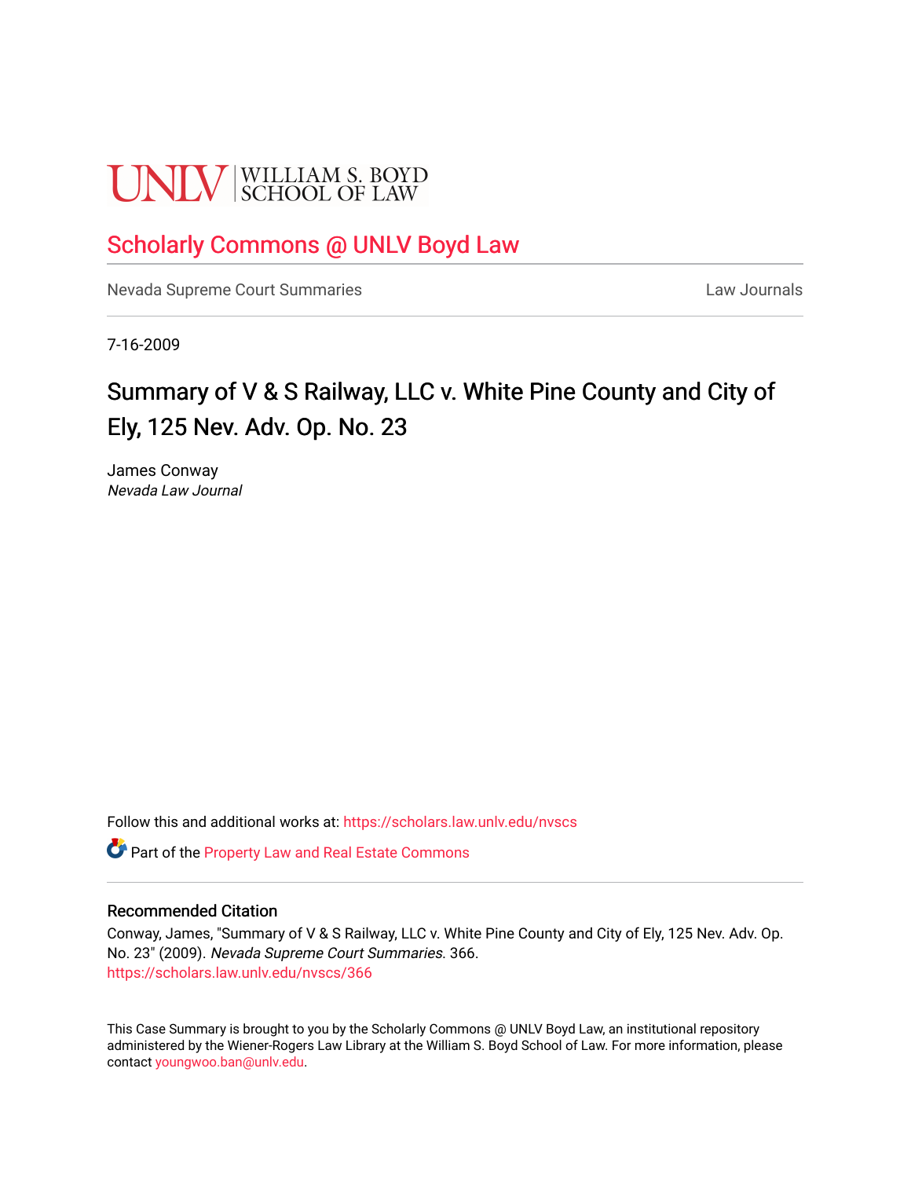UNLV | WILLIAM S. BOYD SCHOOL OF LAW

# Scholarly Commons @ UNLV Boyd Law

Nevada Supreme Court Summaries — Law Journals

7-16-2009

## Summary of V & S Railway, LLC v. White Pine County and City of Ely, 125 Nev. Adv. Op. No. 23

James Conway
*Nevada Law Journal*

Follow this and additional works at: https://scholars.law.unlv.edu/nvscs

Part of the Property Law and Real Estate Commons

### Recommended Citation

Conway, James, "Summary of V & S Railway, LLC v. White Pine County and City of Ely, 125 Nev. Adv. Op. No. 23" (2009). *Nevada Supreme Court Summaries*. 366.
https://scholars.law.unlv.edu/nvscs/366

This Case Summary is brought to you by the Scholarly Commons @ UNLV Boyd Law, an institutional repository administered by the Wiener-Rogers Law Library at the William S. Boyd School of Law. For more information, please contact youngwoo.ban@unlv.edu.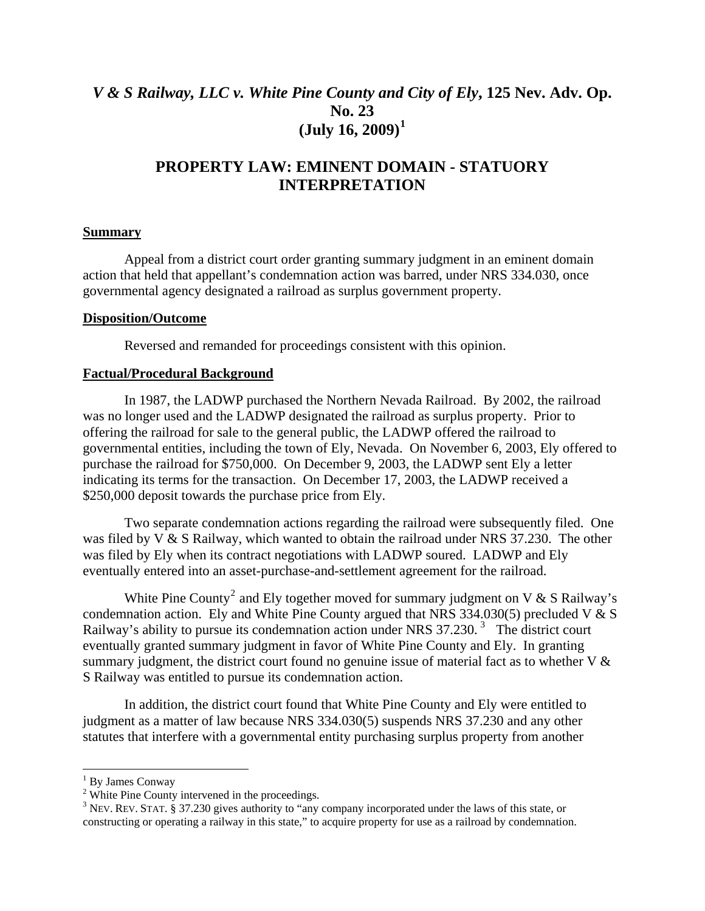# *V & S Railway, LLC v. White Pine County and City of Ely*, 125 Nev. Adv. Op. No. 23 (July 16, 2009)[1]

## PROPERTY LAW: EMINENT DOMAIN - STATUORY INTERPRETATION

### Summary

Appeal from a district court order granting summary judgment in an eminent domain action that held that appellant's condemnation action was barred, under NRS 334.030, once governmental agency designated a railroad as surplus government property.

### Disposition/Outcome

Reversed and remanded for proceedings consistent with this opinion.

### Factual/Procedural Background

In 1987, the LADWP purchased the Northern Nevada Railroad. By 2002, the railroad was no longer used and the LADWP designated the railroad as surplus property. Prior to offering the railroad for sale to the general public, the LADWP offered the railroad to governmental entities, including the town of Ely, Nevada. On November 6, 2003, Ely offered to purchase the railroad for $750,000. On December 9, 2003, the LADWP sent Ely a letter indicating its terms for the transaction. On December 17, 2003, the LADWP received a $250,000 deposit towards the purchase price from Ely.

Two separate condemnation actions regarding the railroad were subsequently filed. One was filed by V & S Railway, which wanted to obtain the railroad under NRS 37.230. The other was filed by Ely when its contract negotiations with LADWP soured. LADWP and Ely eventually entered into an asset-purchase-and-settlement agreement for the railroad.

White Pine County[2] and Ely together moved for summary judgment on V & S Railway's condemnation action. Ely and White Pine County argued that NRS 334.030(5) precluded V & S Railway's ability to pursue its condemnation action under NRS 37.230.[3] The district court eventually granted summary judgment in favor of White Pine County and Ely. In granting summary judgment, the district court found no genuine issue of material fact as to whether V & S Railway was entitled to pursue its condemnation action.

In addition, the district court found that White Pine County and Ely were entitled to judgment as a matter of law because NRS 334.030(5) suspends NRS 37.230 and any other statutes that interfere with a governmental entity purchasing surplus property from another

---

[1] By James Conway

[2] White Pine County intervened in the proceedings.

[3] NEV. REV. STAT. § 37.230 gives authority to "any company incorporated under the laws of this state, or constructing or operating a railway in this state," to acquire property for use as a railroad by condemnation.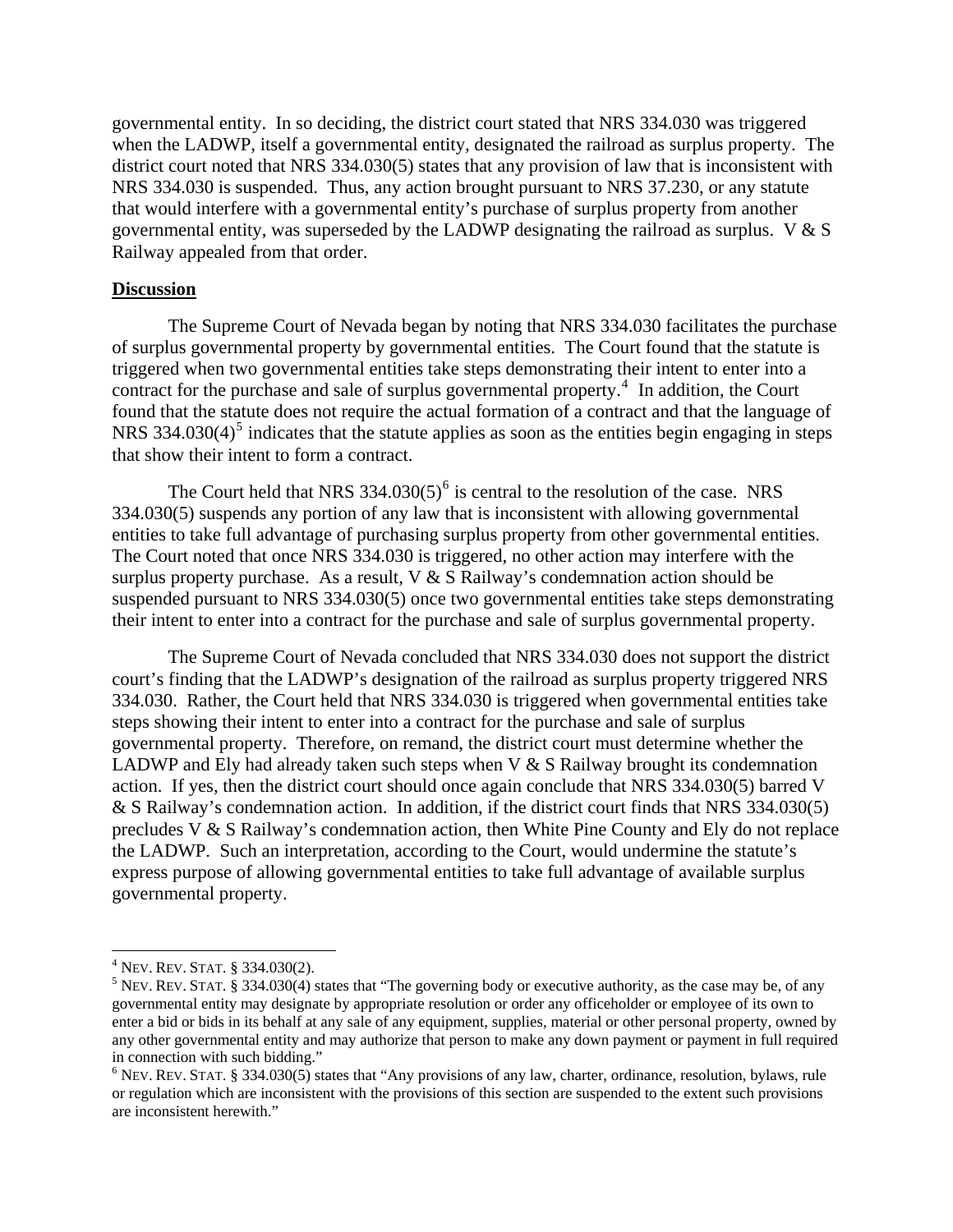governmental entity. In so deciding, the district court stated that NRS 334.030 was triggered when the LADWP, itself a governmental entity, designated the railroad as surplus property. The district court noted that NRS 334.030(5) states that any provision of law that is inconsistent with NRS 334.030 is suspended. Thus, any action brought pursuant to NRS 37.230, or any statute that would interfere with a governmental entity's purchase of surplus property from another governmental entity, was superseded by the LADWP designating the railroad as surplus. V & S Railway appealed from that order.

**Discussion**

The Supreme Court of Nevada began by noting that NRS 334.030 facilitates the purchase of surplus governmental property by governmental entities. The Court found that the statute is triggered when two governmental entities take steps demonstrating their intent to enter into a contract for the purchase and sale of surplus governmental property.[4] In addition, the Court found that the statute does not require the actual formation of a contract and that the language of NRS 334.030(4)[5] indicates that the statute applies as soon as the entities begin engaging in steps that show their intent to form a contract.

The Court held that NRS 334.030(5)[6] is central to the resolution of the case. NRS 334.030(5) suspends any portion of any law that is inconsistent with allowing governmental entities to take full advantage of purchasing surplus property from other governmental entities. The Court noted that once NRS 334.030 is triggered, no other action may interfere with the surplus property purchase. As a result, V & S Railway's condemnation action should be suspended pursuant to NRS 334.030(5) once two governmental entities take steps demonstrating their intent to enter into a contract for the purchase and sale of surplus governmental property.

The Supreme Court of Nevada concluded that NRS 334.030 does not support the district court's finding that the LADWP's designation of the railroad as surplus property triggered NRS 334.030. Rather, the Court held that NRS 334.030 is triggered when governmental entities take steps showing their intent to enter into a contract for the purchase and sale of surplus governmental property. Therefore, on remand, the district court must determine whether the LADWP and Ely had already taken such steps when V & S Railway brought its condemnation action. If yes, then the district court should once again conclude that NRS 334.030(5) barred V & S Railway's condemnation action. In addition, if the district court finds that NRS 334.030(5) precludes V & S Railway's condemnation action, then White Pine County and Ely do not replace the LADWP. Such an interpretation, according to the Court, would undermine the statute's express purpose of allowing governmental entities to take full advantage of available surplus governmental property.

---

[4] NEV. REV. STAT. § 334.030(2).

[5] NEV. REV. STAT. § 334.030(4) states that "The governing body or executive authority, as the case may be, of any governmental entity may designate by appropriate resolution or order any officeholder or employee of its own to enter a bid or bids in its behalf at any sale of any equipment, supplies, material or other personal property, owned by any other governmental entity and may authorize that person to make any down payment or payment in full required in connection with such bidding."

[6] NEV. REV. STAT. § 334.030(5) states that "Any provisions of any law, charter, ordinance, resolution, bylaws, rule or regulation which are inconsistent with the provisions of this section are suspended to the extent such provisions are inconsistent herewith."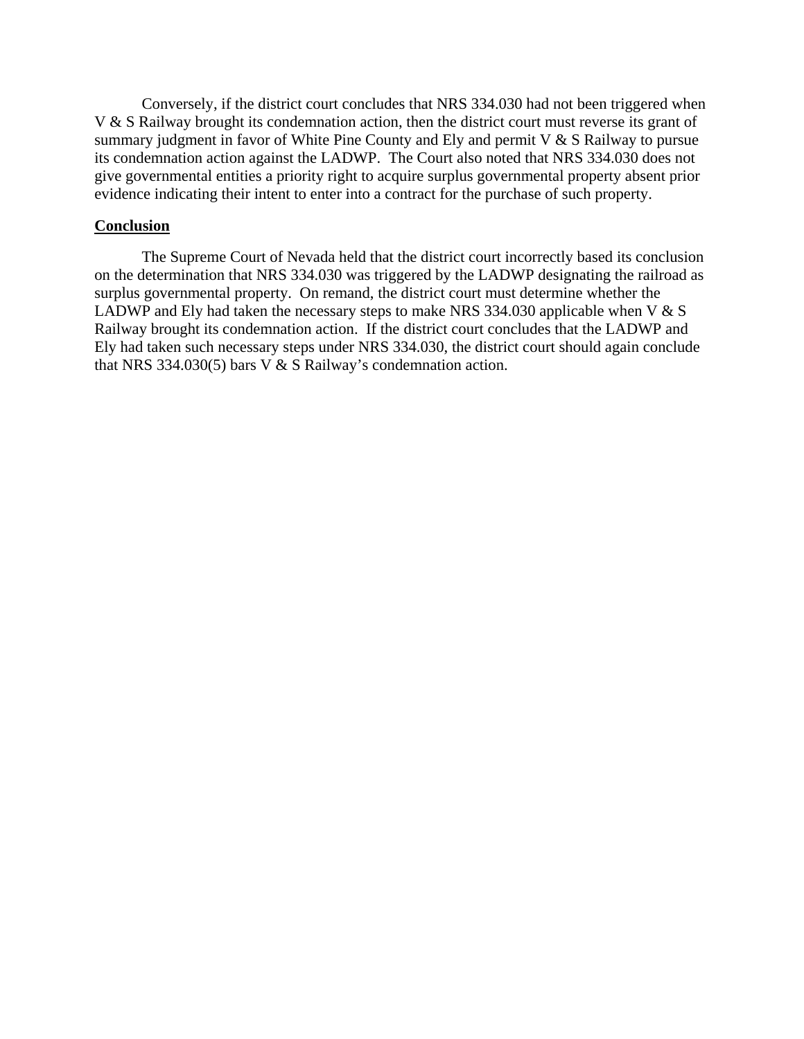Conversely, if the district court concludes that NRS 334.030 had not been triggered when V & S Railway brought its condemnation action, then the district court must reverse its grant of summary judgment in favor of White Pine County and Ely and permit V & S Railway to pursue its condemnation action against the LADWP. The Court also noted that NRS 334.030 does not give governmental entities a priority right to acquire surplus governmental property absent prior evidence indicating their intent to enter into a contract for the purchase of such property.

## Conclusion

The Supreme Court of Nevada held that the district court incorrectly based its conclusion on the determination that NRS 334.030 was triggered by the LADWP designating the railroad as surplus governmental property. On remand, the district court must determine whether the LADWP and Ely had taken the necessary steps to make NRS 334.030 applicable when V & S Railway brought its condemnation action. If the district court concludes that the LADWP and Ely had taken such necessary steps under NRS 334.030, the district court should again conclude that NRS 334.030(5) bars V & S Railway's condemnation action.